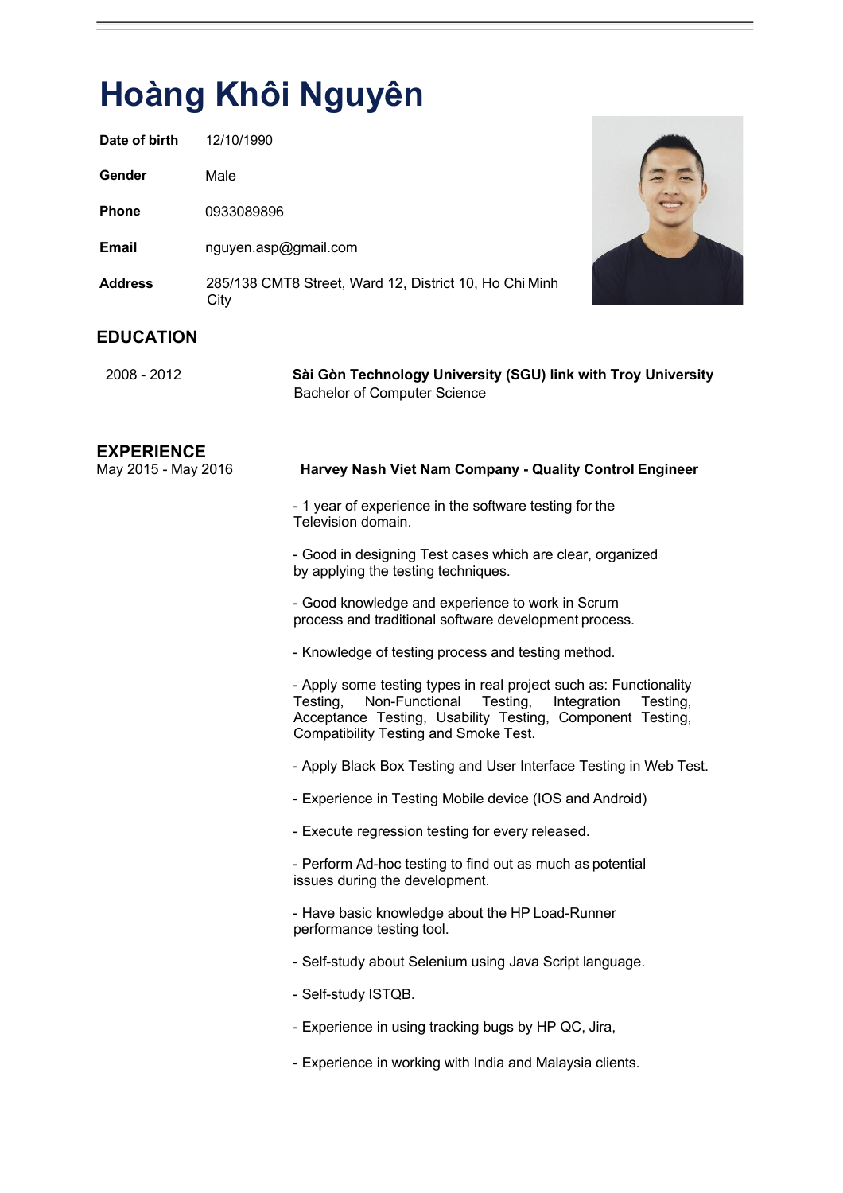# Hoàng Khôi Nguyên

**Date of birth** 12/10/1990

**Gender** Male

**Phone** 0933089896

**Email** nguyen.asp@gmail.com

**Address** 285/138 CMT8 Street, Ward 12, District 10, Ho Chi Minh City

## EDUCATION

2008 - 2012

**Sài Gòn Technology University (SGU) link with Troy University**
Bachelor of Computer Science

## EXPERIENCE

May 2015 - May 2016

**Harvey Nash Viet Nam Company - Quality Control Engineer**

- 1 year of experience in the software testing for the Television domain.

- Good in designing Test cases which are clear, organized by applying the testing techniques.

- Good knowledge and experience to work in Scrum process and traditional software development process.

- Knowledge of testing process and testing method.

- Apply some testing types in real project such as: Functionality Testing, Non-Functional Testing, Integration Testing, Acceptance Testing, Usability Testing, Component Testing, Compatibility Testing and Smoke Test.

- Apply Black Box Testing and User Interface Testing in Web Test.

- Experience in Testing Mobile device (IOS and Android)

- Execute regression testing for every released.

- Perform Ad-hoc testing to find out as much as potential issues during the development.

- Have basic knowledge about the HP Load-Runner performance testing tool.

- Self-study about Selenium using Java Script language.

- Self-study ISTQB.

- Experience in using tracking bugs by HP QC, Jira,

- Experience in working with India and Malaysia clients.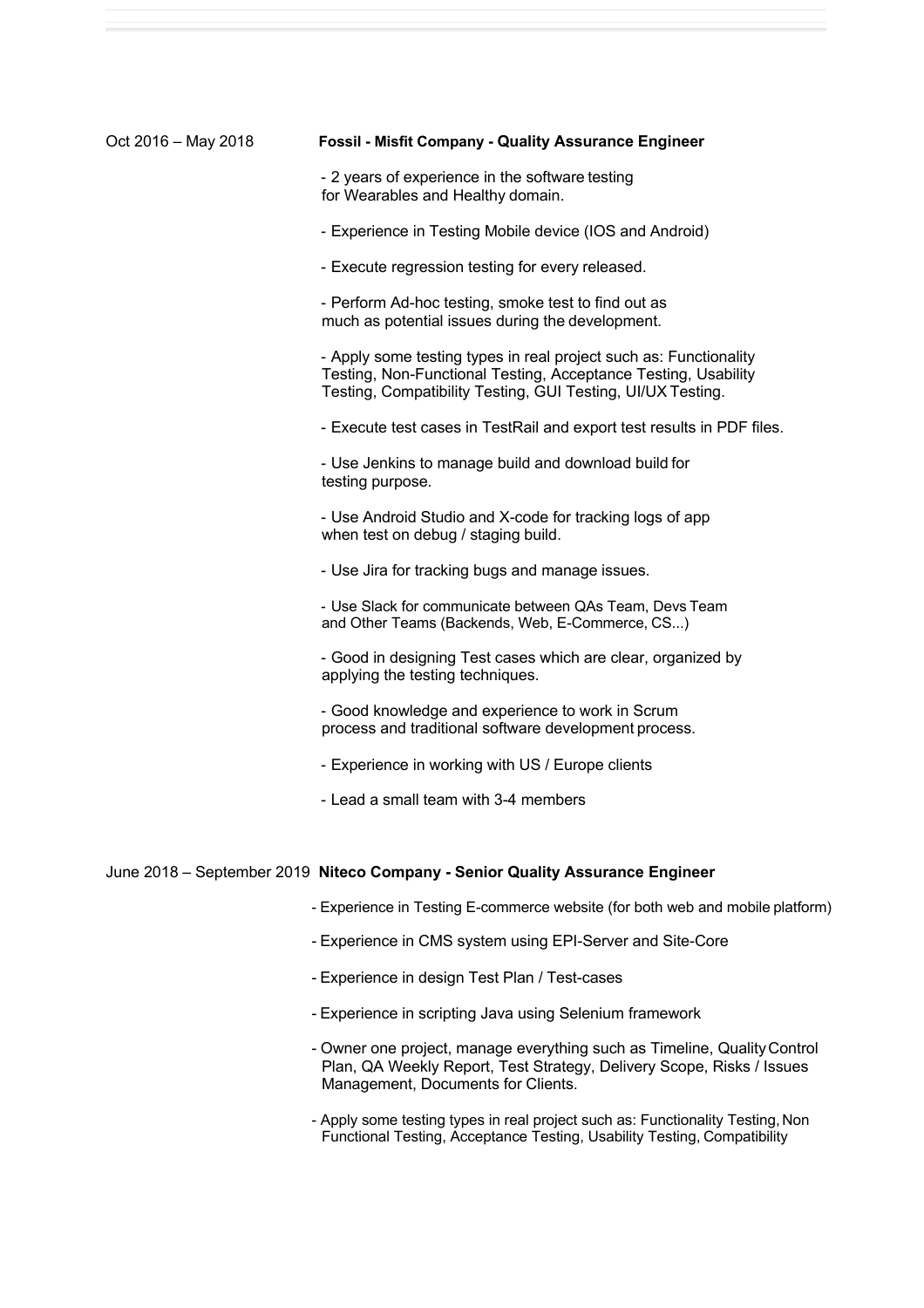Oct 2016 – May 2018 **Fossil - Misfit Company - Quality Assurance Engineer**

- 2 years of experience in the software testing for Wearables and Healthy domain.
- Experience in Testing Mobile device (IOS and Android)
- Execute regression testing for every released.
- Perform Ad-hoc testing, smoke test to find out as much as potential issues during the development.
- Apply some testing types in real project such as: Functionality Testing, Non-Functional Testing, Acceptance Testing, Usability Testing, Compatibility Testing, GUI Testing, UI/UX Testing.
- Execute test cases in TestRail and export test results in PDF files.
- Use Jenkins to manage build and download build for testing purpose.
- Use Android Studio and X-code for tracking logs of app when test on debug / staging build.
- Use Jira for tracking bugs and manage issues.
- Use Slack for communicate between QAs Team, Devs Team and Other Teams (Backends, Web, E-Commerce, CS...)
- Good in designing Test cases which are clear, organized by applying the testing techniques.
- Good knowledge and experience to work in Scrum process and traditional software development process.
- Experience in working with US / Europe clients
- Lead a small team with 3-4 members

June 2018 – September 2019 **Niteco Company - Senior Quality Assurance Engineer**

- Experience in Testing E-commerce website (for both web and mobile platform)
- Experience in CMS system using EPI-Server and Site-Core
- Experience in design Test Plan / Test-cases
- Experience in scripting Java using Selenium framework
- Owner one project, manage everything such as Timeline, Quality Control Plan, QA Weekly Report, Test Strategy, Delivery Scope, Risks / Issues Management, Documents for Clients.
- Apply some testing types in real project such as: Functionality Testing, Non Functional Testing, Acceptance Testing, Usability Testing, Compatibility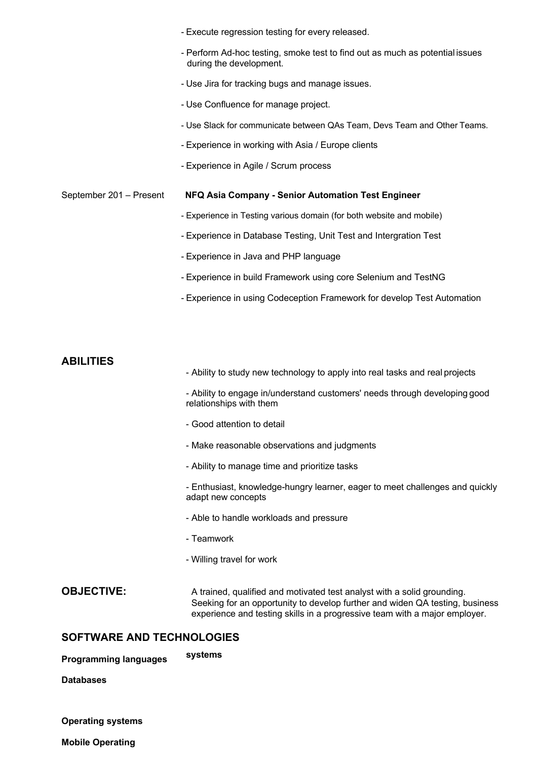- Execute regression testing for every released.
- Perform Ad-hoc testing, smoke test to find out as much as potential issues during the development.
- Use Jira for tracking bugs and manage issues.
- Use Confluence for manage project.
- Use Slack for communicate between QAs Team, Devs Team and Other Teams.
- Experience in working with Asia / Europe clients
- Experience in Agile / Scrum process

September 201 – Present **NFQ Asia Company - Senior Automation Test Engineer**

- Experience in Testing various domain (for both website and mobile)
- Experience in Database Testing, Unit Test and Intergration Test
- Experience in Java and PHP language
- Experience in build Framework using core Selenium and TestNG
- Experience in using Codeception Framework for develop Test Automation

## ABILITIES

- Ability to study new technology to apply into real tasks and real projects
- Ability to engage in/understand customers' needs through developing good relationships with them
- Good attention to detail
- Make reasonable observations and judgments
- Ability to manage time and prioritize tasks
- Enthusiast, knowledge-hungry learner, eager to meet challenges and quickly adapt new concepts
- Able to handle workloads and pressure
- Teamwork
- Willing travel for work

## OBJECTIVE:

A trained, qualified and motivated test analyst with a solid grounding. Seeking for an opportunity to develop further and widen QA testing, business experience and testing skills in a progressive team with a major employer.

## SOFTWARE AND TECHNOLOGIES

**Programming languages**

**Databases**

**Operating systems**

**Mobile Operating systems**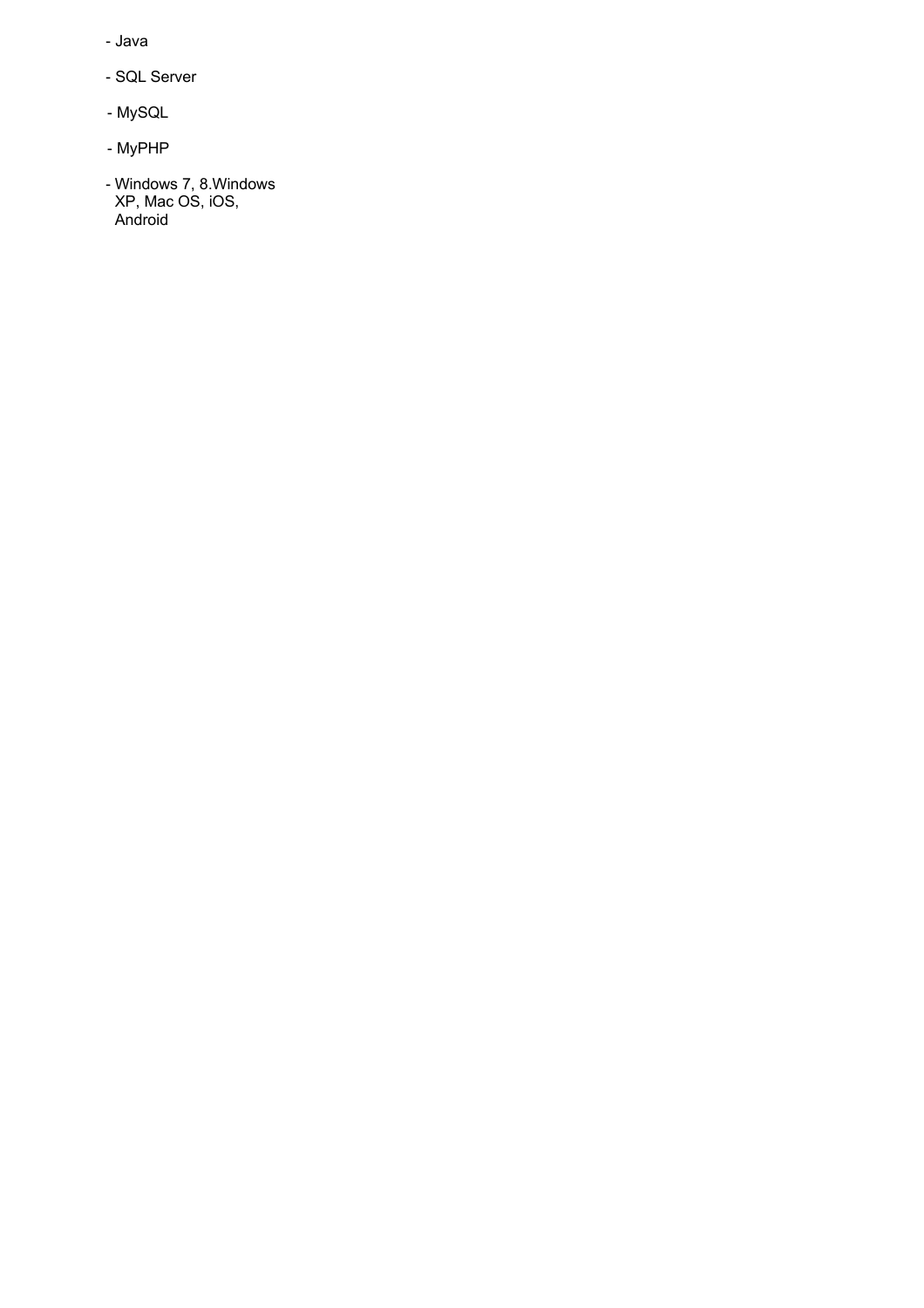- Java
- SQL Server
- MySQL
- MyPHP
- Windows 7, 8.Windows XP, Mac OS, iOS, Android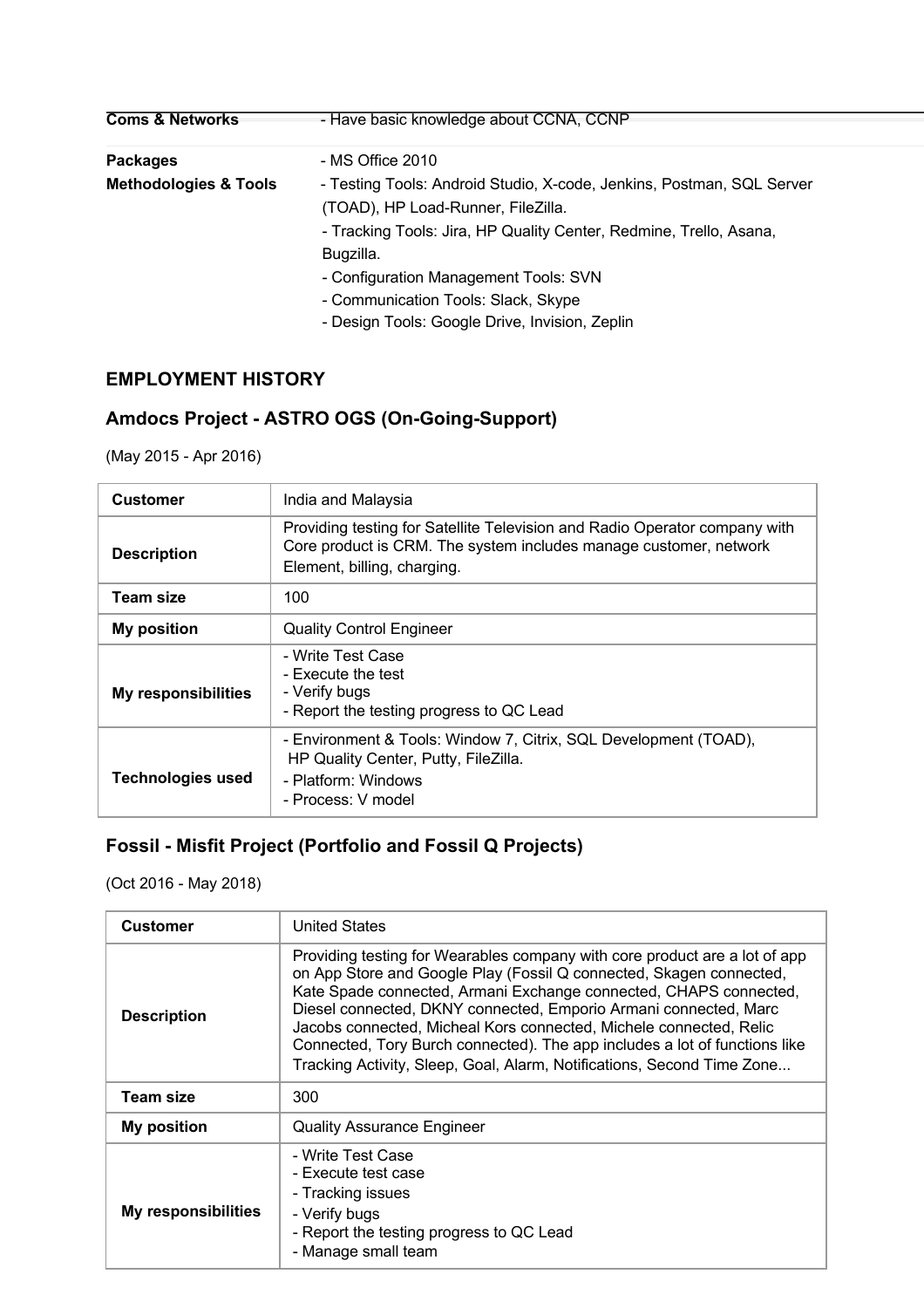| | |
|---|---|
| **Coms & Networks** | - Have basic knowledge about CCNA, CCNP |
| **Packages** | - MS Office 2010 |
| **Methodologies & Tools** | - Testing Tools: Android Studio, X-code, Jenkins, Postman, SQL Server (TOAD), HP Load-Runner, FileZilla.<br>- Tracking Tools: Jira, HP Quality Center, Redmine, Trello, Asana, Bugzilla.<br>- Configuration Management Tools: SVN<br>- Communication Tools: Slack, Skype<br>- Design Tools: Google Drive, Invision, Zeplin |

## EMPLOYMENT HISTORY

### Amdocs Project - ASTRO OGS (On-Going-Support)

(May 2015 - Apr 2016)

| | |
|---|---|
| **Customer** | India and Malaysia |
| **Description** | Providing testing for Satellite Television and Radio Operator company with Core product is CRM. The system includes manage customer, network Element, billing, charging. |
| **Team size** | 100 |
| **My position** | Quality Control Engineer |
| **My responsibilities** | - Write Test Case<br>- Execute the test<br>- Verify bugs<br>- Report the testing progress to QC Lead |
| **Technologies used** | - Environment & Tools: Window 7, Citrix, SQL Development (TOAD), HP Quality Center, Putty, FileZilla.<br>- Platform: Windows<br>- Process: V model |

### Fossil - Misfit Project (Portfolio and Fossil Q Projects)

(Oct 2016 - May 2018)

| | |
|---|---|
| **Customer** | United States |
| **Description** | Providing testing for Wearables company with core product are a lot of app on App Store and Google Play (Fossil Q connected, Skagen connected, Kate Spade connected, Armani Exchange connected, CHAPS connected, Diesel connected, DKNY connected, Emporio Armani connected, Marc Jacobs connected, Micheal Kors connected, Michele connected, Relic Connected, Tory Burch connected). The app includes a lot of functions like Tracking Activity, Sleep, Goal, Alarm, Notifications, Second Time Zone... |
| **Team size** | 300 |
| **My position** | Quality Assurance Engineer |
| **My responsibilities** | - Write Test Case<br>- Execute test case<br>- Tracking issues<br>- Verify bugs<br>- Report the testing progress to QC Lead<br>- Manage small team |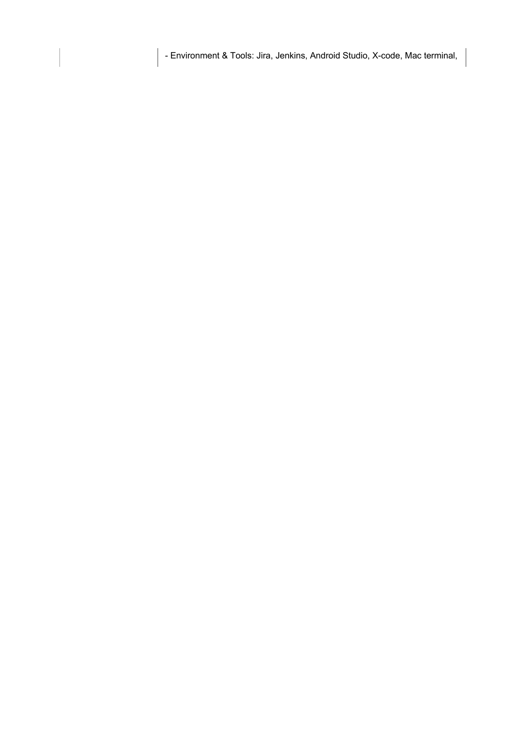| | |
|---|---|
| | - Environment & Tools: Jira, Jenkins, Android Studio, X-code, Mac terminal, |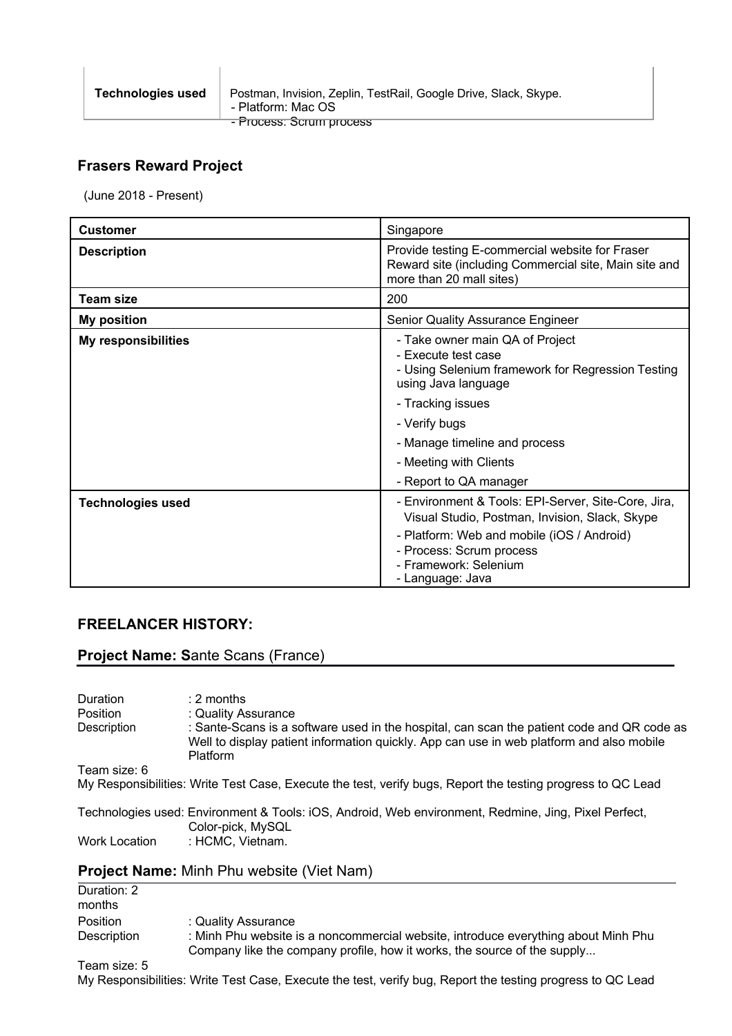| | |
|---|---|
| **Technologies used** | Postman, Invision, Zeplin, TestRail, Google Drive, Slack, Skype.<br>- Platform: Mac OS<br>- Process: Scrum process |

### Frasers Reward Project

(June 2018 - Present)

| | |
|---|---|
| **Customer** | Singapore |
| **Description** | Provide testing E-commercial website for Fraser Reward site (including Commercial site, Main site and more than 20 mall sites) |
| **Team size** | 200 |
| **My position** | Senior Quality Assurance Engineer |
| **My responsibilities** | - Take owner main QA of Project<br>- Execute test case<br>- Using Selenium framework for Regression Testing using Java language<br>- Tracking issues<br>- Verify bugs<br>- Manage timeline and process<br>- Meeting with Clients<br>- Report to QA manager |
| **Technologies used** | - Environment & Tools: EPI-Server, Site-Core, Jira, Visual Studio, Postman, Invision, Slack, Skype<br>- Platform: Web and mobile (iOS / Android)<br>- Process: Scrum process<br>- Framework: Selenium<br>- Language: Java |

### FREELANCER HISTORY:

### Project Name: Sante Scans (France)

Duration : 2 months
Position : Quality Assurance
Description : Sante-Scans is a software used in the hospital, can scan the patient code and QR code as Well to display patient information quickly. App can use in web platform and also mobile Platform
Team size: 6
My Responsibilities: Write Test Case, Execute the test, verify bugs, Report the testing progress to QC Lead

Technologies used: Environment & Tools: iOS, Android, Web environment, Redmine, Jing, Pixel Perfect, Color-pick, MySQL
Work Location : HCMC, Vietnam.

### Project Name: Minh Phu website (Viet Nam)

Duration: 2 months
Position : Quality Assurance
Description : Minh Phu website is a noncommercial website, introduce everything about Minh Phu Company like the company profile, how it works, the source of the supply...
Team size: 5
My Responsibilities: Write Test Case, Execute the test, verify bug, Report the testing progress to QC Lead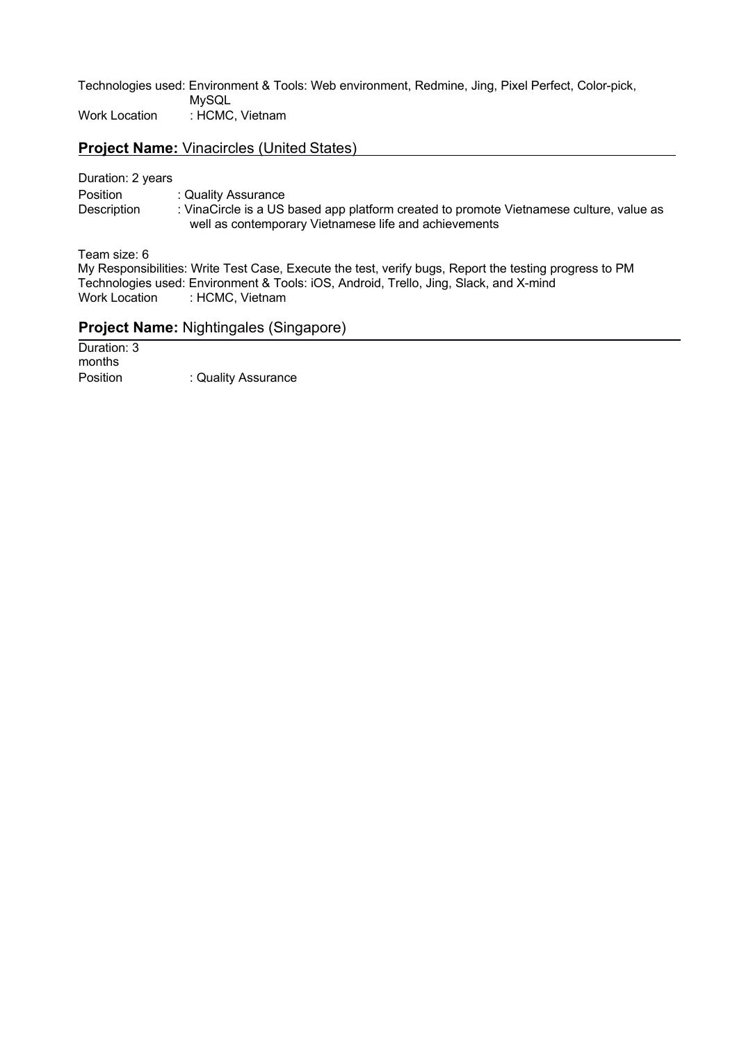Technologies used: Environment & Tools: Web environment, Redmine, Jing, Pixel Perfect, Color-pick, MySQL
Work Location : HCMC, Vietnam

## **Project Name:** Vinacircles (United States)

Duration: 2 years
Position : Quality Assurance
Description : VinaCircle is a US based app platform created to promote Vietnamese culture, value as well as contemporary Vietnamese life and achievements

Team size: 6
My Responsibilities: Write Test Case, Execute the test, verify bugs, Report the testing progress to PM
Technologies used: Environment & Tools: iOS, Android, Trello, Jing, Slack, and X-mind
Work Location : HCMC, Vietnam

## **Project Name:** Nightingales (Singapore)

Duration: 3 months
Position : Quality Assurance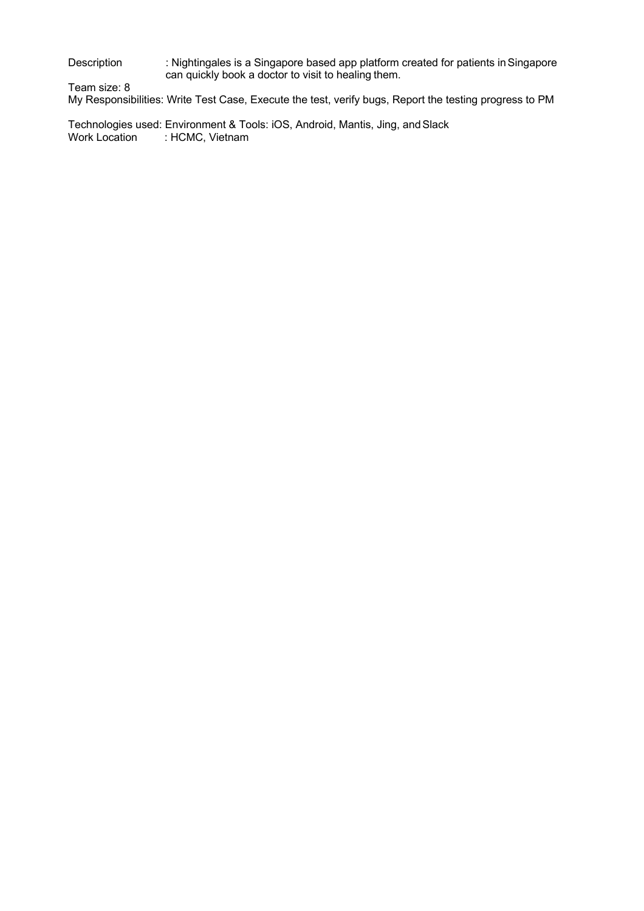Description : Nightingales is a Singapore based app platform created for patients in Singapore can quickly book a doctor to visit to healing them.

Team size: 8

My Responsibilities: Write Test Case, Execute the test, verify bugs, Report the testing progress to PM

Technologies used: Environment & Tools: iOS, Android, Mantis, Jing, and Slack

Work Location : HCMC, Vietnam